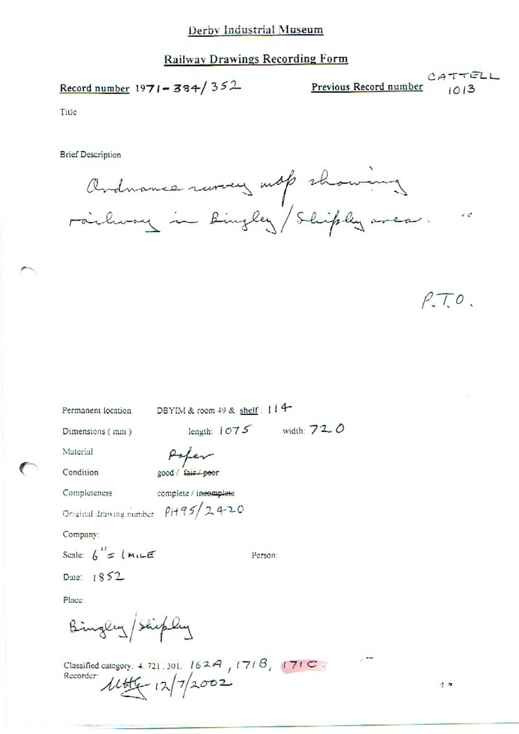Derby Industrial Museum

## Railway Drawings Recording Form

**Record number** 1971-384/352 **Previous Record number** CATTELL 1013

Title

Brief Description

Ordnance survey map showing railway in Bingley/Shipley area.

P.T.O.

Permanent location DBYIM & room 49 & shelf: 114

Dimensions (mm) length: 1075 width: 720

Material Paper

Condition good / ~~fair / poor~~

Completeness complete / ~~incomplete~~

Original drawing number Pit95/2420

Company:

Scale: 6" = 1 MILE

Person:

Date: 1852

Place:

Bingley/Shipley

Classified category: 4.721.301. 162A, 171B, 171C.

Recorder: MHG 12/7/2002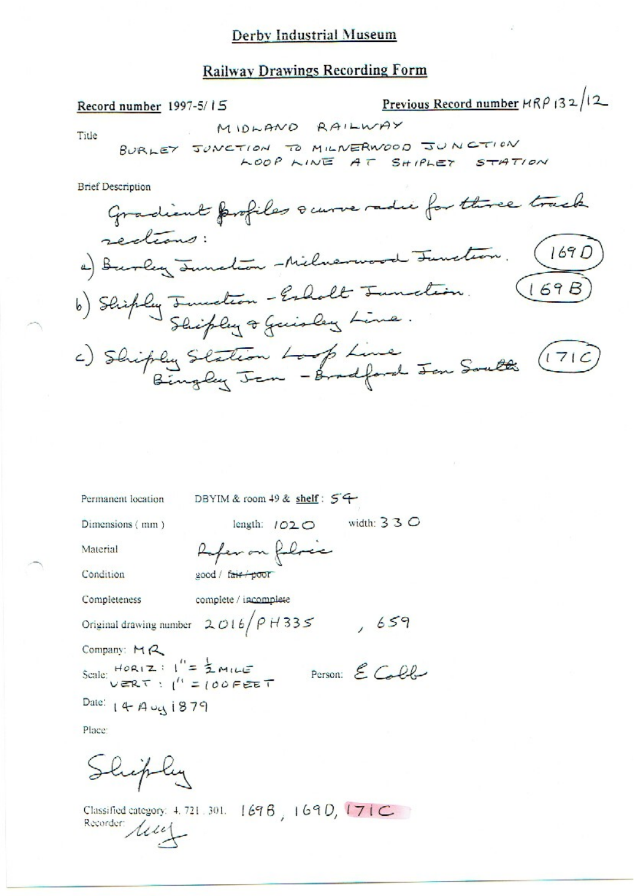Derby Industrial Museum

## Railway Drawings Recording Form

**Record number** 1997-5/15

**Previous Record number** MRP 132/12

**Title**

MIDLAND RAILWAY
BURLEY JUNCTION TO MILNERWOOD JUNCTION
LOOP LINE AT SHIPLEY STATION

**Brief Description**

Gradient profiles & curve radii for three track sections:

a) Burley Junction - Milnerwood Junction. (169D)

b) Shipley Junction - Esholt Junction. (169B)
Shipley & Guisley Line.

c) Shipley Station Loop Line (171C)
Bingley Jcn - Bradford Jcn South

Permanent location DBYIM & room 49 & shelf: 54

Dimensions (mm) length: 1020 width: 330

Material Paper on fabric

Condition good / ~~fair / poor~~

Completeness complete / incomplete

Original drawing number 2016/PH335 , 659

Company: MR

Scale: HORIZ: 1" = ½ MILE
VERT: 1" = 100 FEET

Person: E Cobb

Date: 14 Aug 1879

Place:

Shipley

Classified category: 4. 721. 301. 169B, 169D, 171C

Recorder: [signature]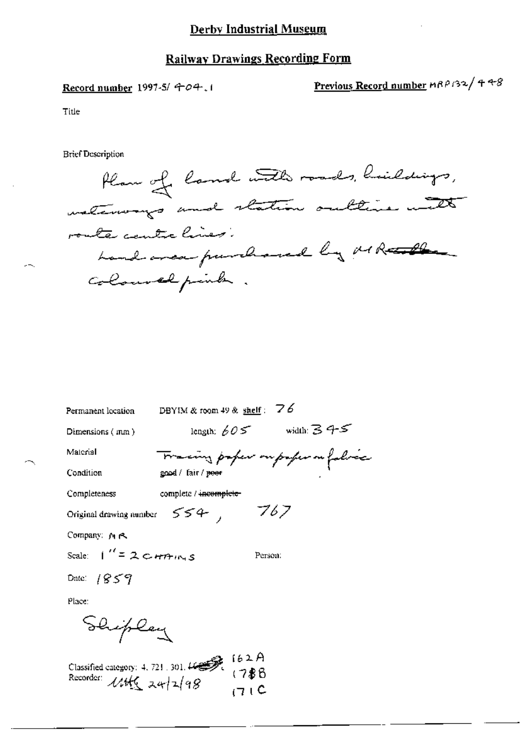# Derby Industrial Museum

## Railway Drawings Recording Form

**Record number** 1997-5/ 404.1

**Previous Record number** MRP132/448

Title

Brief Description

Plan of land with roads, buildings, waterways and station outline with route centre lines: Land area purchased by M Rattle coloured pink.

Permanent location: DBYIM & room 49 & shelf: 76

Dimensions (mm): length: 605 width: 345

Material: Tracing paper on paper on fabric

Condition: good / fair / ~~poor~~

Completeness: complete / ~~incomplete~~

Original drawing number: 554, 767

Company: MR

Scale: 1" = 2 CHAINS

Person:

Date: 1859

Place:

Shipley

Classified category: 4. 721. 301. 162A, 178B, 171C

Recorder: MHG 24/2/98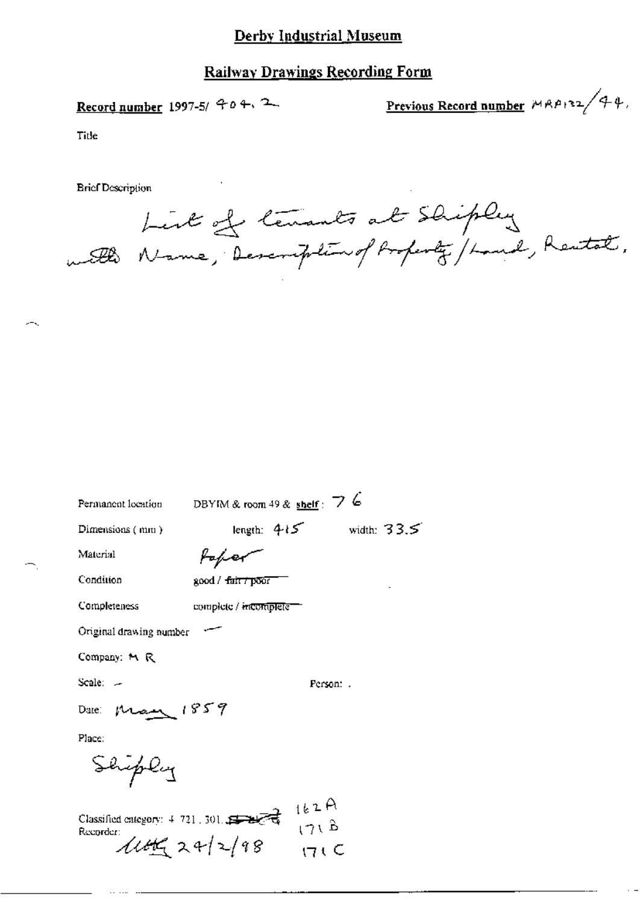# Derby Industrial Museum

## Railway Drawings Recording Form

**Record number** 1997-5/ 404. 2

**Previous Record number** MRP132/44.

Title

Brief Description

List of tenants at Shipley with Name, Description of Property/Land, Rental.

Permanent location DBYIM & room 49 & **shelf**: 76

Dimensions (mm) length: 415 width: 33.5

Material Paper

Condition good / ~~fair / poor~~

Completeness complete / ~~incomplete~~

Original drawing number —

Company: M R

Scale: –

Person: .

Date: May 1859

Place:

Shipley

Classified category: 4.721.301. ~~~~ 162A 171B 171C

Recorder: MHG 24/2/98